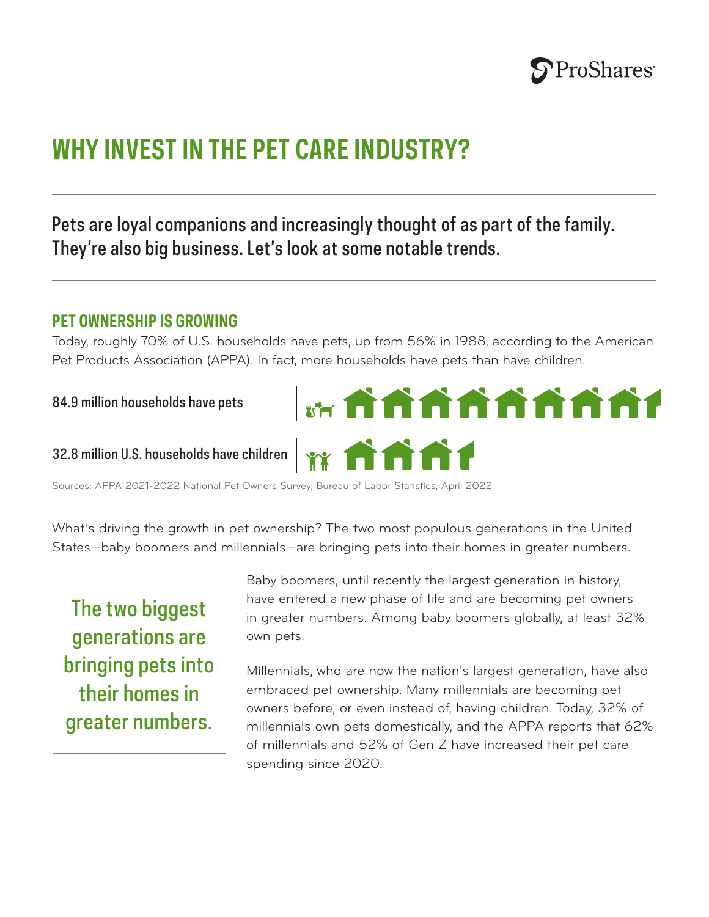# WHY INVEST IN THE PET CARE INDUSTRY?

Pets are loyal companions and increasingly thought of as part of the family. They're also big business. Let's look at some notable trends.

## PET OWNERSHIP IS GROWING

Today, roughly 70% of U.S. households have pets, up from 56% in 1988, according to the American Pet Products Association (APPA). In fact, more households have pets than have children.

84.9 million households have pets

32.8 million U.S. households have children

Sources: APPA 2021-2022 National Pet Owners Survey; Bureau of Labor Statistics, April 2022

What's driving the growth in pet ownership? The two most populous generations in the United States—baby boomers and millennials—are bringing pets into their homes in greater numbers.

> The two biggest generations are bringing pets into their homes in greater numbers.

Baby boomers, until recently the largest generation in history, have entered a new phase of life and are becoming pet owners in greater numbers. Among baby boomers globally, at least 32% own pets.

Millennials, who are now the nation's largest generation, have also embraced pet ownership. Many millennials are becoming pet owners before, or even instead of, having children. Today, 32% of millennials own pets domestically, and the APPA reports that 62% of millennials and 52% of Gen Z have increased their pet care spending since 2020.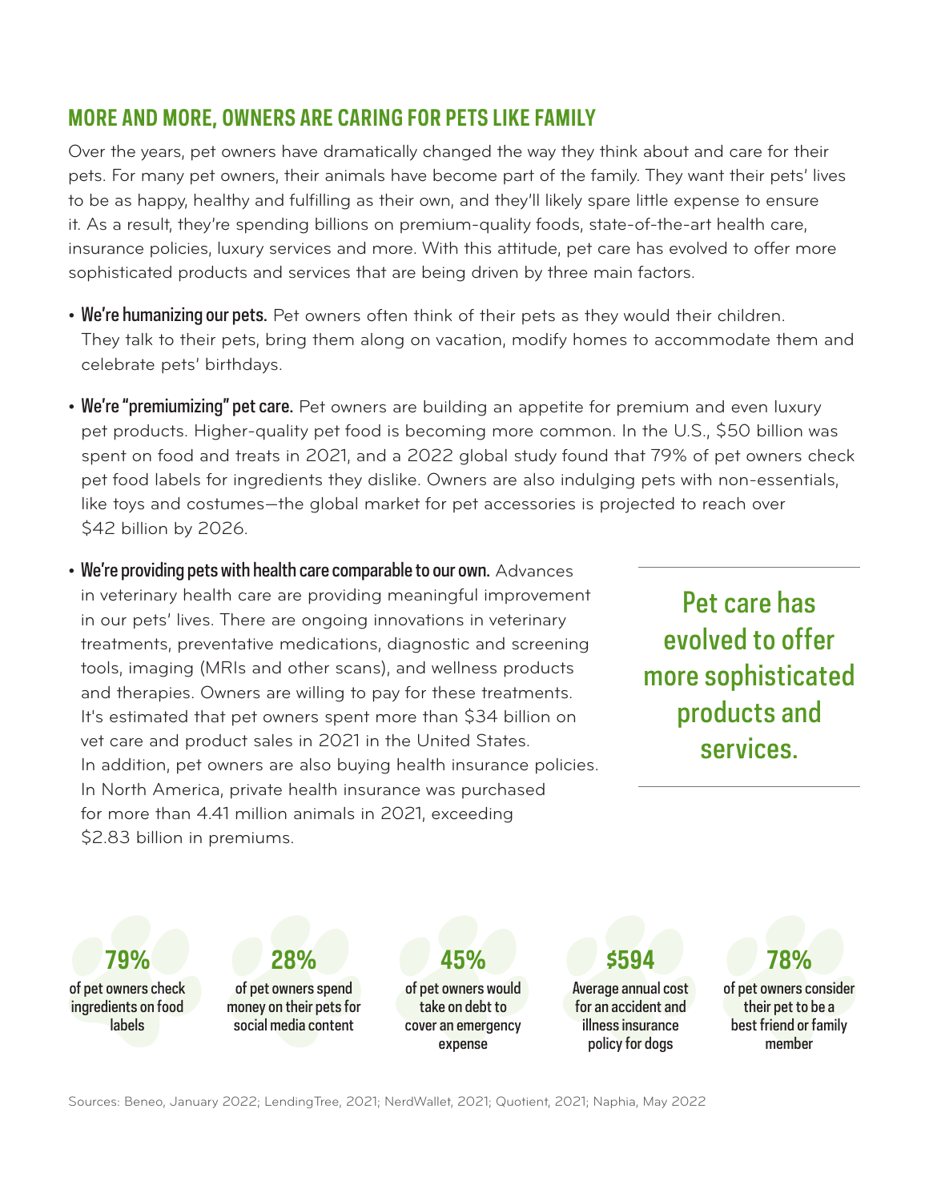## MORE AND MORE, OWNERS ARE CARING FOR PETS LIKE FAMILY

Over the years, pet owners have dramatically changed the way they think about and care for their pets. For many pet owners, their animals have become part of the family. They want their pets' lives to be as happy, healthy and fulfilling as their own, and they'll likely spare little expense to ensure it. As a result, they're spending billions on premium-quality foods, state-of-the-art health care, insurance policies, luxury services and more. With this attitude, pet care has evolved to offer more sophisticated products and services that are being driven by three main factors.

- **We're humanizing our pets.** Pet owners often think of their pets as they would their children. They talk to their pets, bring them along on vacation, modify homes to accommodate them and celebrate pets' birthdays.
- **We're "premiumizing" pet care.** Pet owners are building an appetite for premium and even luxury pet products. Higher-quality pet food is becoming more common. In the U.S., $50 billion was spent on food and treats in 2021, and a 2022 global study found that 79% of pet owners check pet food labels for ingredients they dislike. Owners are also indulging pets with non-essentials, like toys and costumes—the global market for pet accessories is projected to reach over $42 billion by 2026.
- **We're providing pets with health care comparable to our own.** Advances in veterinary health care are providing meaningful improvement in our pets' lives. There are ongoing innovations in veterinary treatments, preventative medications, diagnostic and screening tools, imaging (MRIs and other scans), and wellness products and therapies. Owners are willing to pay for these treatments. It's estimated that pet owners spent more than $34 billion on vet care and product sales in 2021 in the United States. In addition, pet owners are also buying health insurance policies. In North America, private health insurance was purchased for more than 4.41 million animals in 2021, exceeding $2.83 billion in premiums.

**Pet care has evolved to offer more sophisticated products and services.**

**79%**
of pet owners check ingredients on food labels

**28%**
of pet owners spend money on their pets for social media content

**45%**
of pet owners would take on debt to cover an emergency expense

**$594**
Average annual cost for an accident and illness insurance policy for dogs

**78%**
of pet owners consider their pet to be a best friend or family member

Sources: Beneo, January 2022; LendingTree, 2021; NerdWallet, 2021; Quotient, 2021; Naphia, May 2022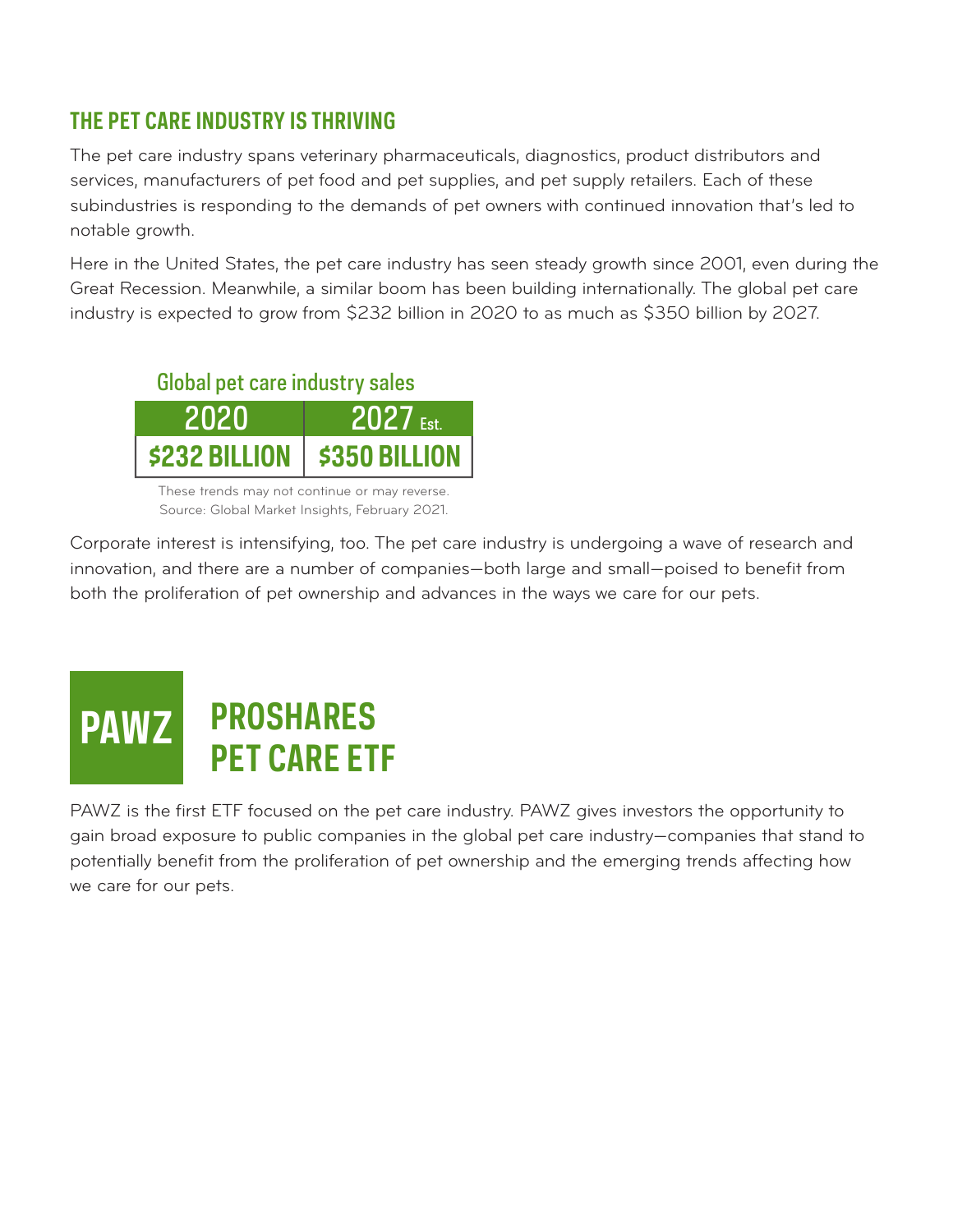## THE PET CARE INDUSTRY IS THRIVING

The pet care industry spans veterinary pharmaceuticals, diagnostics, product distributors and services, manufacturers of pet food and pet supplies, and pet supply retailers. Each of these subindustries is responding to the demands of pet owners with continued innovation that's led to notable growth.

Here in the United States, the pet care industry has seen steady growth since 2001, even during the Great Recession. Meanwhile, a similar boom has been building internationally. The global pet care industry is expected to grow from $232 billion in 2020 to as much as $350 billion by 2027.

**Global pet care industry sales**

| 2020 | 2027 Est. |
|---|---|
| $232 BILLION | $350 BILLION |

These trends may not continue or may reverse.
Source: Global Market Insights, February 2021.

Corporate interest is intensifying, too. The pet care industry is undergoing a wave of research and innovation, and there are a number of companies—both large and small—poised to benefit from both the proliferation of pet ownership and advances in the ways we care for our pets.

## PAWZ PROSHARES PET CARE ETF

PAWZ is the first ETF focused on the pet care industry. PAWZ gives investors the opportunity to gain broad exposure to public companies in the global pet care industry—companies that stand to potentially benefit from the proliferation of pet ownership and the emerging trends affecting how we care for our pets.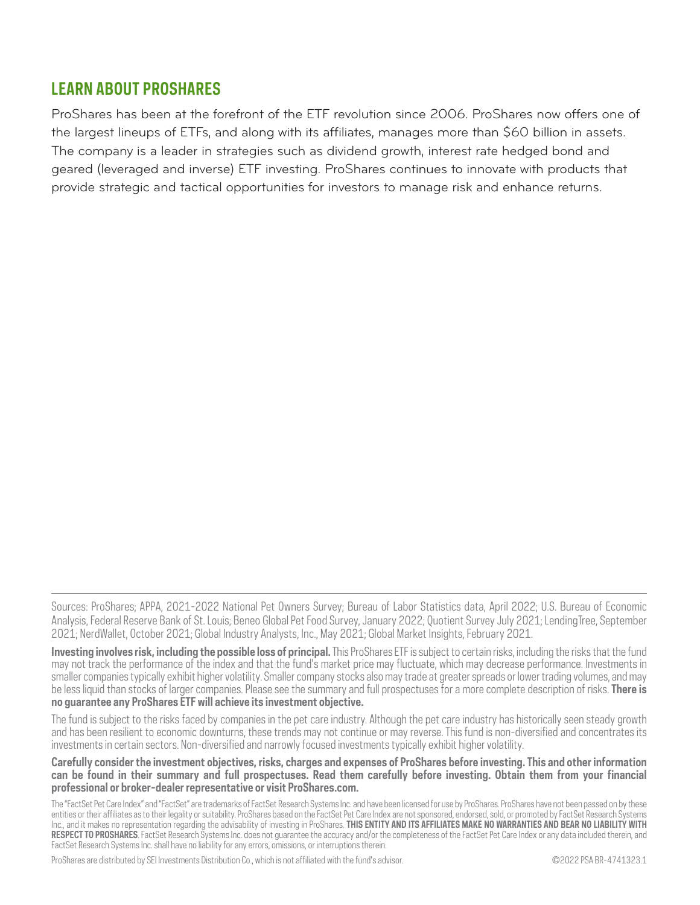## LEARN ABOUT PROSHARES

ProShares has been at the forefront of the ETF revolution since 2006. ProShares now offers one of the largest lineups of ETFs, and along with its affiliates, manages more than $60 billion in assets. The company is a leader in strategies such as dividend growth, interest rate hedged bond and geared (leveraged and inverse) ETF investing. ProShares continues to innovate with products that provide strategic and tactical opportunities for investors to manage risk and enhance returns.

---

Sources: ProShares; APPA, 2021-2022 National Pet Owners Survey; Bureau of Labor Statistics data, April 2022; U.S. Bureau of Economic Analysis, Federal Reserve Bank of St. Louis; Beneo Global Pet Food Survey, January 2022; Quotient Survey July 2021; LendingTree, September 2021; NerdWallet, October 2021; Global Industry Analysts, Inc., May 2021; Global Market Insights, February 2021.

**Investing involves risk, including the possible loss of principal.** This ProShares ETF is subject to certain risks, including the risks that the fund may not track the performance of the index and that the fund's market price may fluctuate, which may decrease performance. Investments in smaller companies typically exhibit higher volatility. Smaller company stocks also may trade at greater spreads or lower trading volumes, and may be less liquid than stocks of larger companies. Please see the summary and full prospectuses for a more complete description of risks. **There is no guarantee any ProShares ETF will achieve its investment objective.**

The fund is subject to the risks faced by companies in the pet care industry. Although the pet care industry has historically seen steady growth and has been resilient to economic downturns, these trends may not continue or may reverse. This fund is non-diversified and concentrates its investments in certain sectors. Non-diversified and narrowly focused investments typically exhibit higher volatility.

**Carefully consider the investment objectives, risks, charges and expenses of ProShares before investing. This and other information can be found in their summary and full prospectuses. Read them carefully before investing. Obtain them from your financial professional or broker-dealer representative or visit ProShares.com.**

The "FactSet Pet Care Index" and "FactSet" are trademarks of FactSet Research Systems Inc. and have been licensed for use by ProShares. ProShares have not been passed on by these entities or their affiliates as to their legality or suitability. ProShares based on the FactSet Pet Care Index are not sponsored, endorsed, sold, or promoted by FactSet Research Systems Inc., and it makes no representation regarding the advisability of investing in ProShares. **THIS ENTITY AND ITS AFFILIATES MAKE NO WARRANTIES AND BEAR NO LIABILITY WITH RESPECT TO PROSHARES**. FactSet Research Systems Inc. does not guarantee the accuracy and/or the completeness of the FactSet Pet Care Index or any data included therein, and FactSet Research Systems Inc. shall have no liability for any errors, omissions, or interruptions therein.

ProShares are distributed by SEI Investments Distribution Co., which is not affiliated with the fund's advisor.

©2022 PSA BR-4741323.1